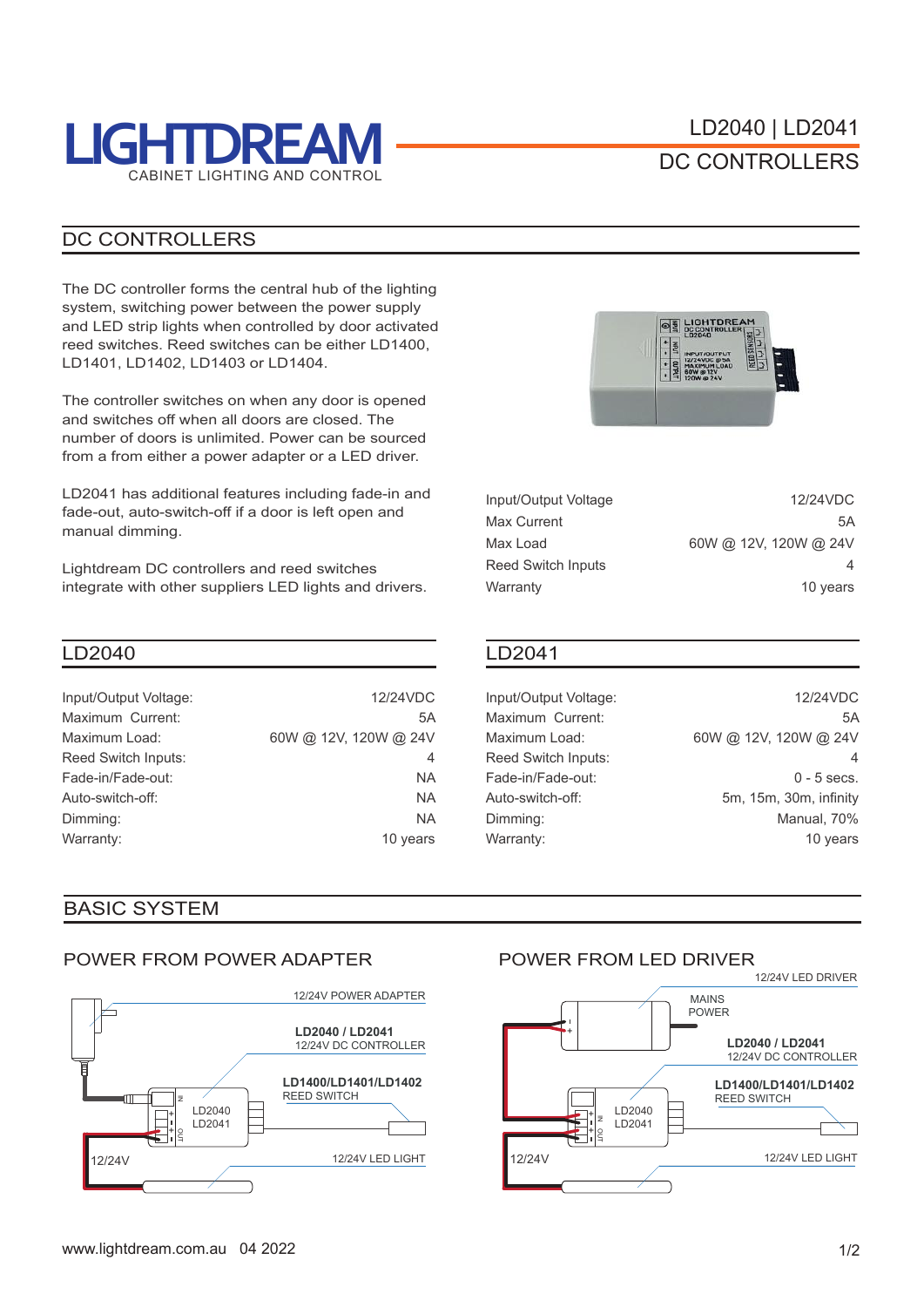# LIGHTDREAM

CABINET LIGHTING AND CONTROL

LD2040 | LD2041

DC CONTROLLERS

## DC CONTROLLERS

The DC controller forms the central hub of the lighting system, switching power between the power supply and LED strip lights when controlled by door activated reed switches. Reed switches can be either LD1400, LD1401, LD1402, LD1403 or LD1404.

The controller switches on when any door is opened and switches off when all doors are closed. The number of doors is unlimited. Power can be sourced from a from either a power adapter or a LED driver.

LD2041 has additional features including fade-in and fade-out, auto-switch-off if a door is left open and manual dimming.

Lightdream DC controllers and reed switches integrate with other suppliers LED lights and drivers.

| | |
|---|---|
| Input/Output Voltage | 12/24VDC |
| Max Current | 5A |
| Max Load | 60W @ 12V, 120W @ 24V |
| Reed Switch Inputs | 4 |
| Warranty | 10 years |

## LD2040

| | |
|---|---|
| Input/Output Voltage: | 12/24VDC |
| Maximum Current: | 5A |
| Maximum Load: | 60W @ 12V, 120W @ 24V |
| Reed Switch Inputs: | 4 |
| Fade-in/Fade-out: | NA |
| Auto-switch-off: | NA |
| Dimming: | NA |
| Warranty: | 10 years |

## LD2041

| | |
|---|---|
| Input/Output Voltage: | 12/24VDC |
| Maximum Current: | 5A |
| Maximum Load: | 60W @ 12V, 120W @ 24V |
| Reed Switch Inputs: | 4 |
| Fade-in/Fade-out: | 0 - 5 secs. |
| Auto-switch-off: | 5m, 15m, 30m, infinity |
| Dimming: | Manual, 70% |
| Warranty: | 10 years |

## BASIC SYSTEM

### POWER FROM POWER ADAPTER

12/24V POWER ADAPTER

**LD2040 / LD2041**
12/24V DC CONTROLLER

**LD1400/LD1401/LD1402**
REED SWITCH

12/24V LED LIGHT

12/24V

### POWER FROM LED DRIVER

12/24V LED DRIVER

MAINS POWER

**LD2040 / LD2041**
12/24V DC CONTROLLER

**LD1400/LD1401/LD1402**
REED SWITCH

12/24V LED LIGHT

12/24V

www.lightdream.com.au 04 2022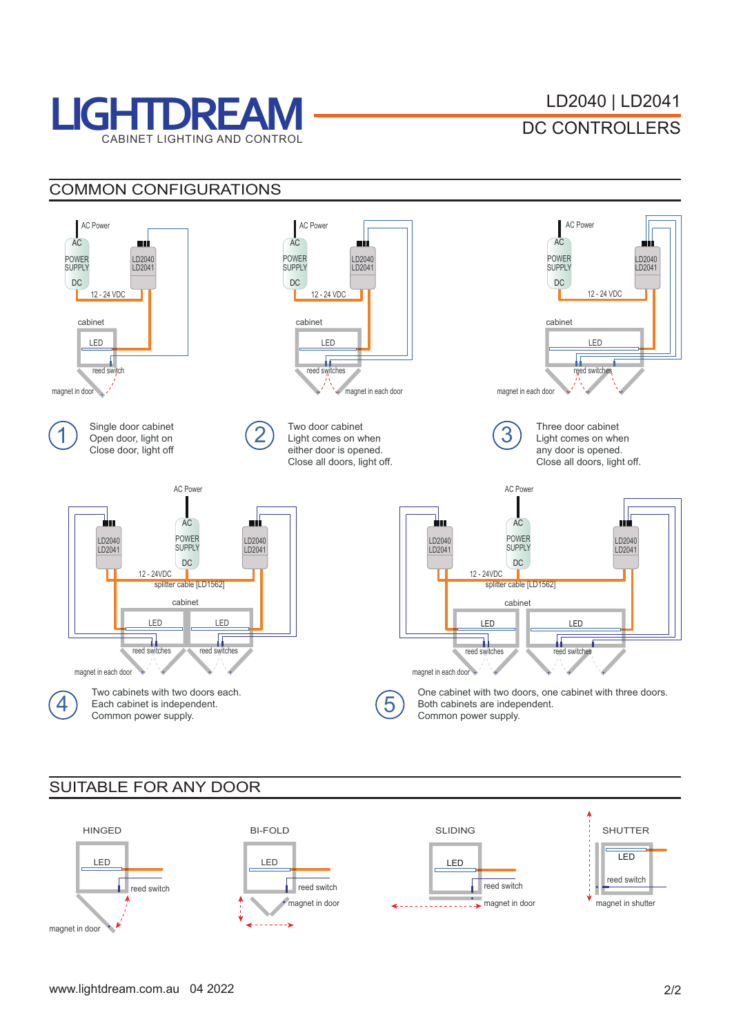# LIGHTDREAM

CABINET LIGHTING AND CONTROL

LD2040 | LD2041

DC CONTROLLERS

## COMMON CONFIGURATIONS

AC Power
AC
POWER SUPPLY
DC
LD2040
LD2041
12 - 24 VDC
cabinet
LED
reed switch
magnet in door

1 Single door cabinet
Open door, light on
Close door, light off

AC Power
AC
POWER SUPPLY
DC
LD2040
LD2041
12 - 24 VDC
cabinet
LED
reed switches
magnet in each door

2 Two door cabinet
Light comes on when either door is opened.
Close all doors, light off.

AC Power
AC
POWER SUPPLY
DC
LD2040
LD2041
12 - 24 VDC
cabinet
LED
reed switches
magnet in each door

3 Three door cabinet
Light comes on when any door is opened.
Close all doors, light off.

AC Power
AC
POWER SUPPLY
DC
LD2040
LD2041
LD2040
LD2041
12 - 24VDC
splitter cable [LD1562]
cabinet
LED
LED
reed switches
reed switches
magnet in each door

4 Two cabinets with two doors each.
Each cabinet is independent.
Common power supply.

AC Power
AC
POWER SUPPLY
DC
LD2040
LD2041
LD2040
LD2041
12 - 24VDC
splitter cable [LD1562]
cabinet
LED
LED
reed switches
reed switches
magnet in each door

5 One cabinet with two doors, one cabinet with three doors.
Both cabinets are independent.
Common power supply.

## SUITABLE FOR ANY DOOR

HINGED
LED
reed switch
magnet in door

BI-FOLD
LED
reed switch
magnet in door

SLIDING
LED
reed switch
magnet in door

SHUTTER
LED
reed switch
magnet in shutter

www.lightdream.com.au 04 2022